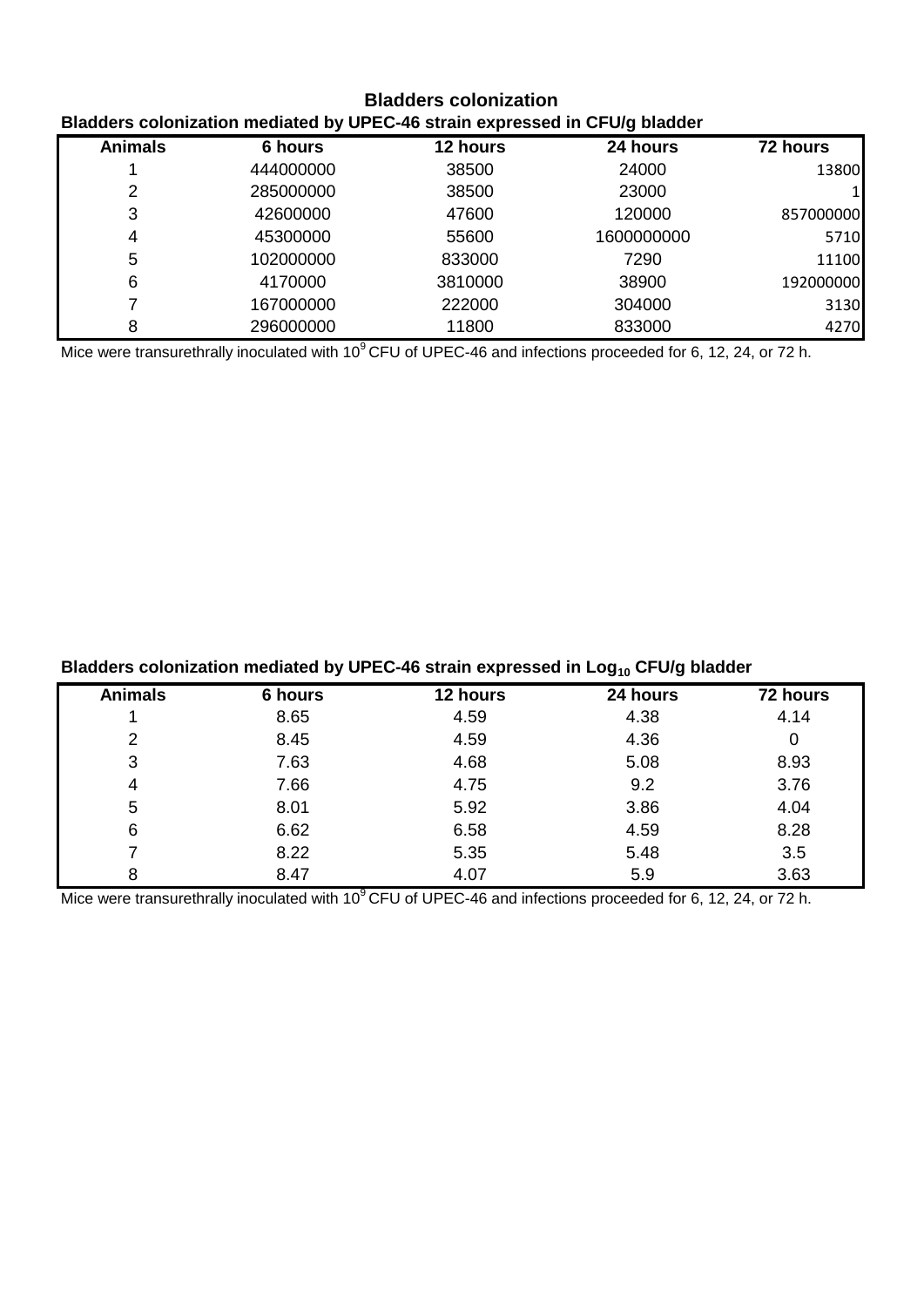## Bladders colonization

**Bladders colonization mediated by UPEC-46 strain expressed in CFU/g bladder**

| Animals | 6 hours | 12 hours | 24 hours | 72 hours |
|---|---|---|---|---|
| 1 | 444000000 | 38500 | 24000 | 13800 |
| 2 | 285000000 | 38500 | 23000 | 1 |
| 3 | 42600000 | 47600 | 120000 | 857000000 |
| 4 | 45300000 | 55600 | 1600000000 | 5710 |
| 5 | 102000000 | 833000 | 7290 | 11100 |
| 6 | 4170000 | 3810000 | 38900 | 192000000 |
| 7 | 167000000 | 222000 | 304000 | 3130 |
| 8 | 296000000 | 11800 | 833000 | 4270 |

Mice were transurethrally inoculated with $10^9$ CFU of UPEC-46 and infections proceeded for 6, 12, 24, or 72 h.

**Bladders colonization mediated by UPEC-46 strain expressed in $Log_{10}$ CFU/g bladder**

| Animals | 6 hours | 12 hours | 24 hours | 72 hours |
|---|---|---|---|---|
| 1 | 8.65 | 4.59 | 4.38 | 4.14 |
| 2 | 8.45 | 4.59 | 4.36 | 0 |
| 3 | 7.63 | 4.68 | 5.08 | 8.93 |
| 4 | 7.66 | 4.75 | 9.2 | 3.76 |
| 5 | 8.01 | 5.92 | 3.86 | 4.04 |
| 6 | 6.62 | 6.58 | 4.59 | 8.28 |
| 7 | 8.22 | 5.35 | 5.48 | 3.5 |
| 8 | 8.47 | 4.07 | 5.9 | 3.63 |

Mice were transurethrally inoculated with $10^9$ CFU of UPEC-46 and infections proceeded for 6, 12, 24, or 72 h.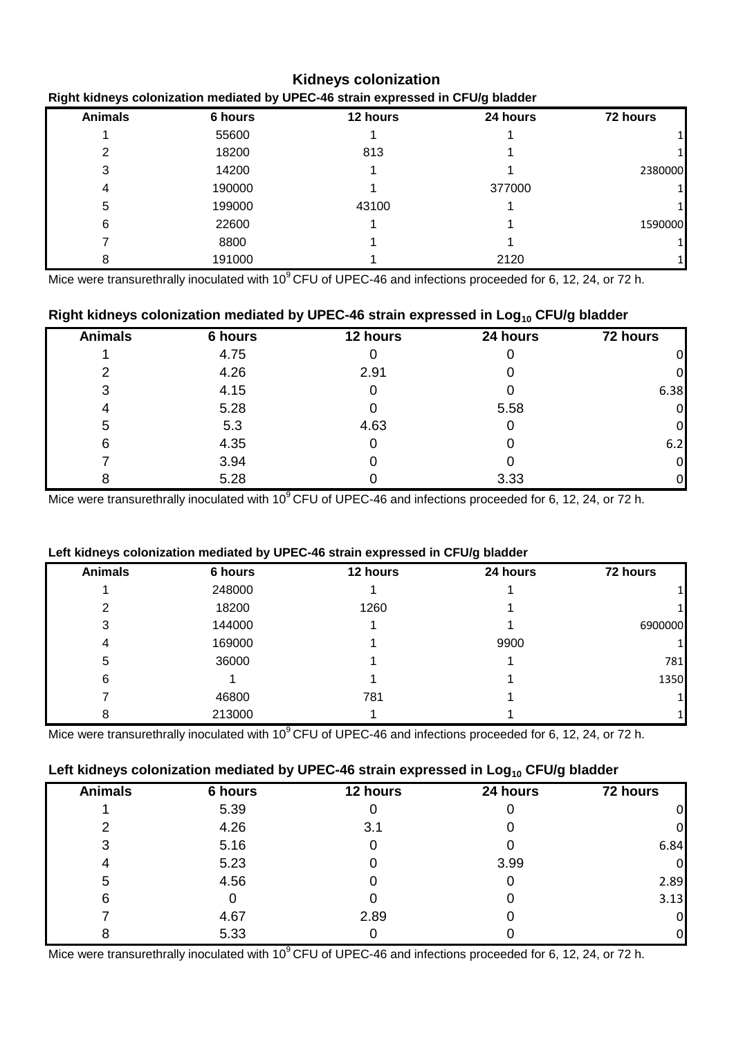# Kidneys colonization

**Right kidneys colonization mediated by UPEC-46 strain expressed in CFU/g bladder**

| Animals | 6 hours | 12 hours | 24 hours | 72 hours |
|---|---|---|---|---|
| 1 | 55600 | 1 | 1 | 1 |
| 2 | 18200 | 813 | 1 | 1 |
| 3 | 14200 | 1 | 1 | 2380000 |
| 4 | 190000 | 1 | 377000 | 1 |
| 5 | 199000 | 43100 | 1 | 1 |
| 6 | 22600 | 1 | 1 | 1590000 |
| 7 | 8800 | 1 | 1 | 1 |
| 8 | 191000 | 1 | 2120 | 1 |

Mice were transurethrally inoculated with $10^9$ CFU of UPEC-46 and infections proceeded for 6, 12, 24, or 72 h.

**Right kidneys colonization mediated by UPEC-46 strain expressed in $Log_{10}$ CFU/g bladder**

| Animals | 6 hours | 12 hours | 24 hours | 72 hours |
|---|---|---|---|---|
| 1 | 4.75 | 0 | 0 | 0 |
| 2 | 4.26 | 2.91 | 0 | 0 |
| 3 | 4.15 | 0 | 0 | 6.38 |
| 4 | 5.28 | 0 | 5.58 | 0 |
| 5 | 5.3 | 4.63 | 0 | 0 |
| 6 | 4.35 | 0 | 0 | 6.2 |
| 7 | 3.94 | 0 | 0 | 0 |
| 8 | 5.28 | 0 | 3.33 | 0 |

Mice were transurethrally inoculated with $10^9$ CFU of UPEC-46 and infections proceeded for 6, 12, 24, or 72 h.

**Left kidneys colonization mediated by UPEC-46 strain expressed in CFU/g bladder**

| Animals | 6 hours | 12 hours | 24 hours | 72 hours |
|---|---|---|---|---|
| 1 | 248000 | 1 | 1 | 1 |
| 2 | 18200 | 1260 | 1 | 1 |
| 3 | 144000 | 1 | 1 | 6900000 |
| 4 | 169000 | 1 | 9900 | 1 |
| 5 | 36000 | 1 | 1 | 781 |
| 6 | 1 | 1 | 1 | 1350 |
| 7 | 46800 | 781 | 1 | 1 |
| 8 | 213000 | 1 | 1 | 1 |

Mice were transurethrally inoculated with $10^9$ CFU of UPEC-46 and infections proceeded for 6, 12, 24, or 72 h.

**Left kidneys colonization mediated by UPEC-46 strain expressed in $Log_{10}$ CFU/g bladder**

| Animals | 6 hours | 12 hours | 24 hours | 72 hours |
|---|---|---|---|---|
| 1 | 5.39 | 0 | 0 | 0 |
| 2 | 4.26 | 3.1 | 0 | 0 |
| 3 | 5.16 | 0 | 0 | 6.84 |
| 4 | 5.23 | 0 | 3.99 | 0 |
| 5 | 4.56 | 0 | 0 | 2.89 |
| 6 | 0 | 0 | 0 | 3.13 |
| 7 | 4.67 | 2.89 | 0 | 0 |
| 8 | 5.33 | 0 | 0 | 0 |

Mice were transurethrally inoculated with $10^9$ CFU of UPEC-46 and infections proceeded for 6, 12, 24, or 72 h.